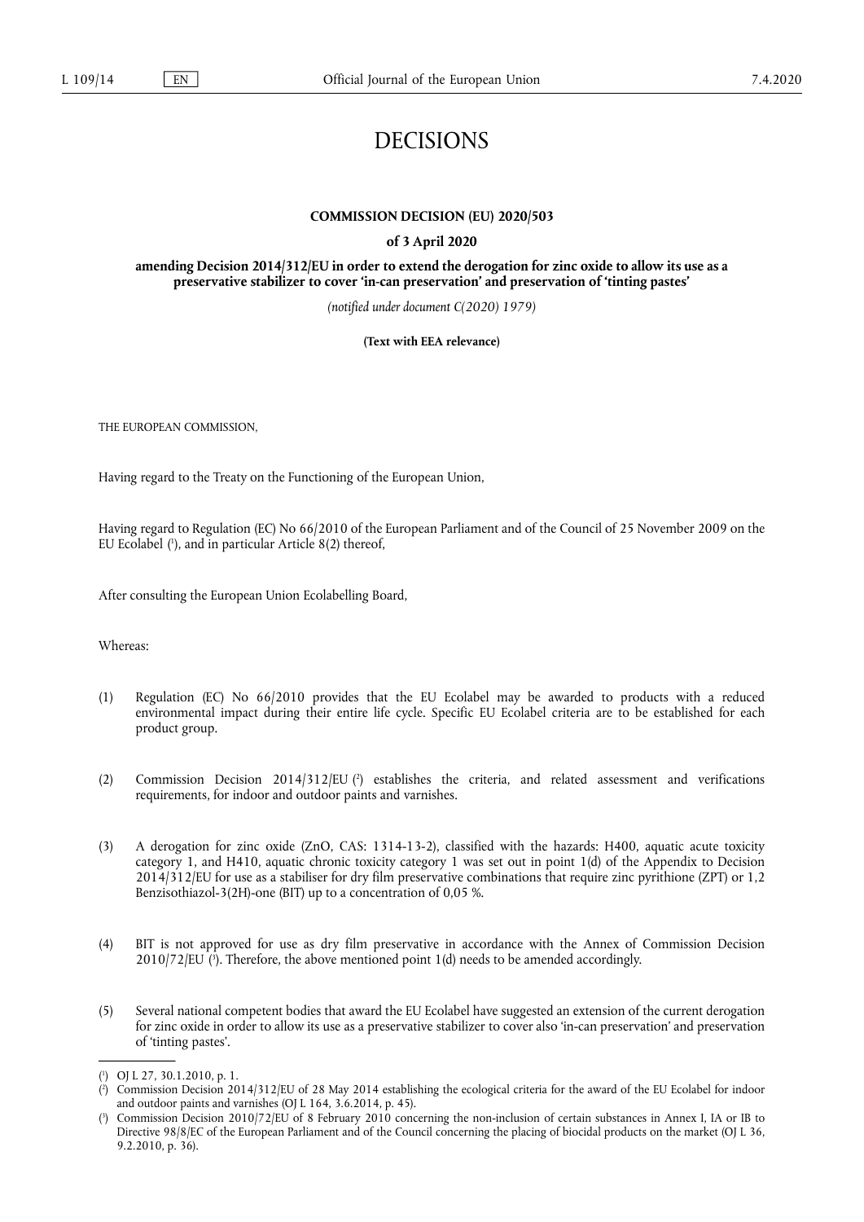# DECISIONS

**COMMISSION DECISION (EU) 2020/503**

**of 3 April 2020**

**amending Decision 2014/312/EU in order to extend the derogation for zinc oxide to allow its use as a preservative stabilizer to cover 'in-can preservation' and preservation of 'tinting pastes'**

*(notified under document C(2020) 1979)*

**(Text with EEA relevance)**

THE EUROPEAN COMMISSION,

Having regard to the Treaty on the Functioning of the European Union,

Having regard to Regulation (EC) No 66/2010 of the European Parliament and of the Council of 25 November 2009 on the EU Ecolabel ([1]), and in particular Article 8(2) thereof,

After consulting the European Union Ecolabelling Board,

Whereas:

(1) Regulation (EC) No 66/2010 provides that the EU Ecolabel may be awarded to products with a reduced environmental impact during their entire life cycle. Specific EU Ecolabel criteria are to be established for each product group.

(2) Commission Decision 2014/312/EU ([2]) establishes the criteria, and related assessment and verifications requirements, for indoor and outdoor paints and varnishes.

(3) A derogation for zinc oxide (ZnO, CAS: 1314-13-2), classified with the hazards: H400, aquatic acute toxicity category 1, and H410, aquatic chronic toxicity category 1 was set out in point 1(d) of the Appendix to Decision 2014/312/EU for use as a stabiliser for dry film preservative combinations that require zinc pyrithione (ZPT) or 1,2 Benzisothiazol-3(2H)-one (BIT) up to a concentration of 0,05 %.

(4) BIT is not approved for use as dry film preservative in accordance with the Annex of Commission Decision 2010/72/EU ([3]). Therefore, the above mentioned point 1(d) needs to be amended accordingly.

(5) Several national competent bodies that award the EU Ecolabel have suggested an extension of the current derogation for zinc oxide in order to allow its use as a preservative stabilizer to cover also 'in-can preservation' and preservation of 'tinting pastes'.

---

([1]) OJ L 27, 30.1.2010, p. 1.

([2]) Commission Decision 2014/312/EU of 28 May 2014 establishing the ecological criteria for the award of the EU Ecolabel for indoor and outdoor paints and varnishes (OJ L 164, 3.6.2014, p. 45).

([3]) Commission Decision 2010/72/EU of 8 February 2010 concerning the non-inclusion of certain substances in Annex I, IA or IB to Directive 98/8/EC of the European Parliament and of the Council concerning the placing of biocidal products on the market (OJ L 36, 9.2.2010, p. 36).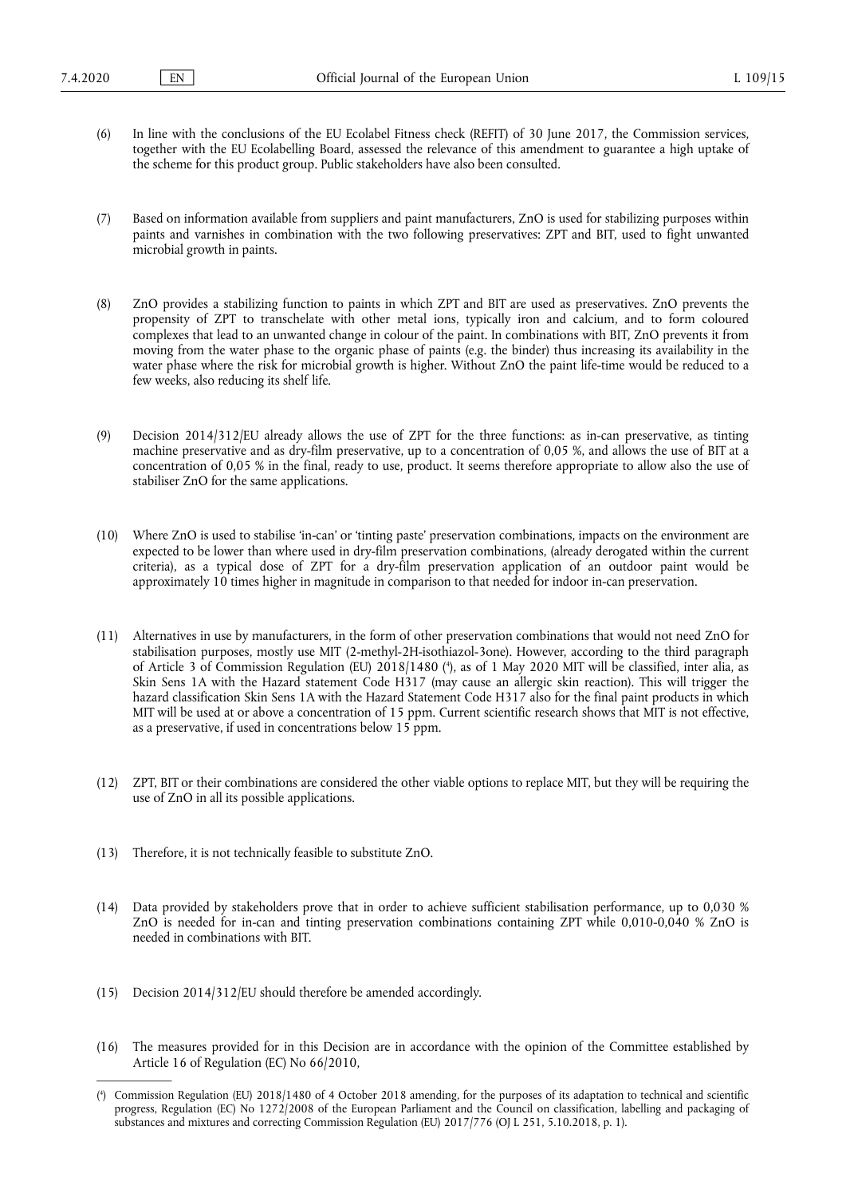(6) In line with the conclusions of the EU Ecolabel Fitness check (REFIT) of 30 June 2017, the Commission services, together with the EU Ecolabelling Board, assessed the relevance of this amendment to guarantee a high uptake of the scheme for this product group. Public stakeholders have also been consulted.

(7) Based on information available from suppliers and paint manufacturers, ZnO is used for stabilizing purposes within paints and varnishes in combination with the two following preservatives: ZPT and BIT, used to fight unwanted microbial growth in paints.

(8) ZnO provides a stabilizing function to paints in which ZPT and BIT are used as preservatives. ZnO prevents the propensity of ZPT to transchelate with other metal ions, typically iron and calcium, and to form coloured complexes that lead to an unwanted change in colour of the paint. In combinations with BIT, ZnO prevents it from moving from the water phase to the organic phase of paints (e.g. the binder) thus increasing its availability in the water phase where the risk for microbial growth is higher. Without ZnO the paint life-time would be reduced to a few weeks, also reducing its shelf life.

(9) Decision 2014/312/EU already allows the use of ZPT for the three functions: as in-can preservative, as tinting machine preservative and as dry-film preservative, up to a concentration of 0,05 %, and allows the use of BIT at a concentration of 0,05 % in the final, ready to use, product. It seems therefore appropriate to allow also the use of stabiliser ZnO for the same applications.

(10) Where ZnO is used to stabilise 'in-can' or 'tinting paste' preservation combinations, impacts on the environment are expected to be lower than where used in dry-film preservation combinations, (already derogated within the current criteria), as a typical dose of ZPT for a dry-film preservation application of an outdoor paint would be approximately 10 times higher in magnitude in comparison to that needed for indoor in-can preservation.

(11) Alternatives in use by manufacturers, in the form of other preservation combinations that would not need ZnO for stabilisation purposes, mostly use MIT (2-methyl-2H-isothiazol-3one). However, according to the third paragraph of Article 3 of Commission Regulation (EU) 2018/1480 [4], as of 1 May 2020 MIT will be classified, inter alia, as Skin Sens 1A with the Hazard statement Code H317 (may cause an allergic skin reaction). This will trigger the hazard classification Skin Sens 1A with the Hazard Statement Code H317 also for the final paint products in which MIT will be used at or above a concentration of 15 ppm. Current scientific research shows that MIT is not effective, as a preservative, if used in concentrations below 15 ppm.

(12) ZPT, BIT or their combinations are considered the other viable options to replace MIT, but they will be requiring the use of ZnO in all its possible applications.

(13) Therefore, it is not technically feasible to substitute ZnO.

(14) Data provided by stakeholders prove that in order to achieve sufficient stabilisation performance, up to 0,030 % ZnO is needed for in-can and tinting preservation combinations containing ZPT while 0,010-0,040 % ZnO is needed in combinations with BIT.

(15) Decision 2014/312/EU should therefore be amended accordingly.

(16) The measures provided for in this Decision are in accordance with the opinion of the Committee established by Article 16 of Regulation (EC) No 66/2010,

---

[4] Commission Regulation (EU) 2018/1480 of 4 October 2018 amending, for the purposes of its adaptation to technical and scientific progress, Regulation (EC) No 1272/2008 of the European Parliament and the Council on classification, labelling and packaging of substances and mixtures and correcting Commission Regulation (EU) 2017/776 (OJ L 251, 5.10.2018, p. 1).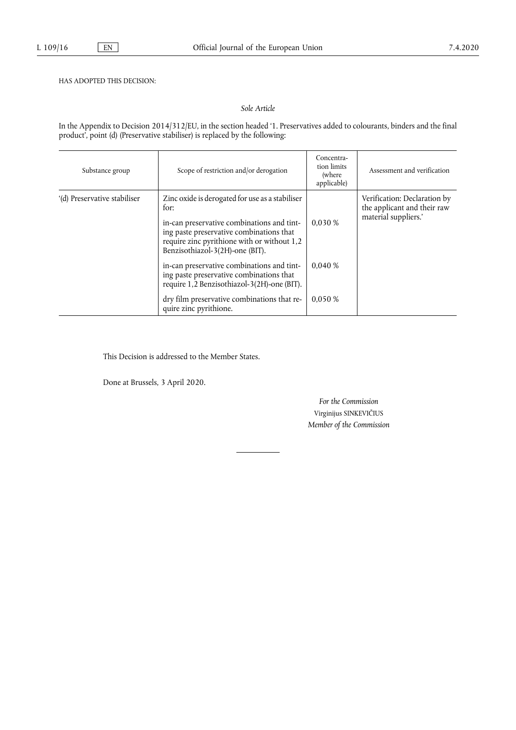HAS ADOPTED THIS DECISION:

*Sole Article*

In the Appendix to Decision 2014/312/EU, in the section headed '1. Preservatives added to colourants, binders and the final product', point (d) (Preservative stabiliser) is replaced by the following:

| Substance group | Scope of restriction and/or derogation | Concentration limits (where applicable) | Assessment and verification |
|---|---|---|---|
| '(d) Preservative stabiliser | Zinc oxide is derogated for use as a stabiliser for: | | Verification: Declaration by the applicant and their raw material suppliers.' |
| | in-can preservative combinations and tinting paste preservative combinations that require zinc pyrithione with or without 1,2 Benzisothiazol-3(2H)-one (BIT). | 0,030 % | |
| | in-can preservative combinations and tinting paste preservative combinations that require 1,2 Benzisothiazol-3(2H)-one (BIT). | 0,040 % | |
| | dry film preservative combinations that require zinc pyrithione. | 0,050 % | |

This Decision is addressed to the Member States.

Done at Brussels, 3 April 2020.

*For the Commission*

Virginijus SINKEVIČIUS

*Member of the Commission*